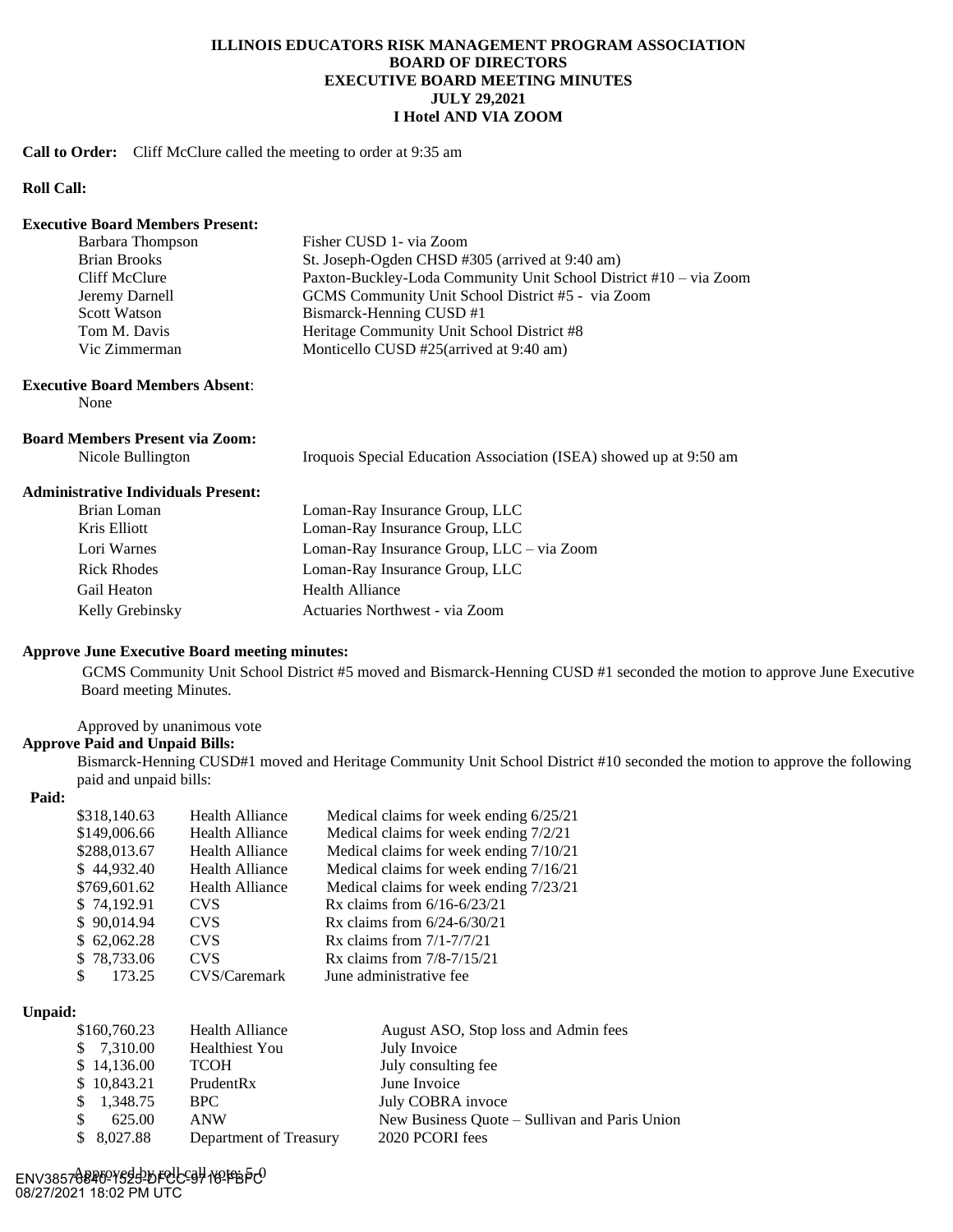**ILLINOIS EDUCATORS RISK MANAGEMENT PROGRAM ASSOCIATION**
**BOARD OF DIRECTORS**
**EXECUTIVE BOARD MEETING MINUTES**
**JULY 29,2021**
**I Hotel AND VIA ZOOM**

**Call to Order:** Cliff McClure called the meeting to order at 9:35 am

**Roll Call:**

**Executive Board Members Present:**

| | |
|---|---|
| Barbara Thompson | Fisher CUSD 1- via Zoom |
| Brian Brooks | St. Joseph-Ogden CHSD #305 (arrived at 9:40 am) |
| Cliff McClure | Paxton-Buckley-Loda Community Unit School District #10 – via Zoom |
| Jeremy Darnell | GCMS Community Unit School District #5 - via Zoom |
| Scott Watson | Bismarck-Henning CUSD #1 |
| Tom M. Davis | Heritage Community Unit School District #8 |
| Vic Zimmerman | Monticello CUSD #25(arrived at 9:40 am) |

**Executive Board Members Absent**:
None

**Board Members Present via Zoom:**

| | |
|---|---|
| Nicole Bullington | Iroquois Special Education Association (ISEA) showed up at 9:50 am |

**Administrative Individuals Present:**

| | |
|---|---|
| Brian Loman | Loman-Ray Insurance Group, LLC |
| Kris Elliott | Loman-Ray Insurance Group, LLC |
| Lori Warnes | Loman-Ray Insurance Group, LLC – via Zoom |
| Rick Rhodes | Loman-Ray Insurance Group, LLC |
| Gail Heaton | Health Alliance |
| Kelly Grebinsky | Actuaries Northwest - via Zoom |

**Approve June Executive Board meeting minutes:**

GCMS Community Unit School District #5 moved and Bismarck-Henning CUSD #1 seconded the motion to approve June Executive Board meeting Minutes.

Approved by unanimous vote

**Approve Paid and Unpaid Bills:**

Bismarck-Henning CUSD#1 moved and Heritage Community Unit School District #10 seconded the motion to approve the following paid and unpaid bills:

**Paid:**

| | | |
|---|---|---|
| $318,140.63 | Health Alliance | Medical claims for week ending 6/25/21 |
| $149,006.66 | Health Alliance | Medical claims for week ending 7/2/21 |
| $288,013.67 | Health Alliance | Medical claims for week ending 7/10/21 |
| $ 44,932.40 | Health Alliance | Medical claims for week ending 7/16/21 |
| $769,601.62 | Health Alliance | Medical claims for week ending 7/23/21 |
| $ 74,192.91 | CVS | Rx claims from 6/16-6/23/21 |
| $ 90,014.94 | CVS | Rx claims from 6/24-6/30/21 |
| $ 62,062.28 | CVS | Rx claims from 7/1-7/7/21 |
| $ 78,733.06 | CVS | Rx claims from 7/8-7/15/21 |
| $ 173.25 | CVS/Caremark | June administrative fee |

**Unpaid:**

| | | |
|---|---|---|
| $160,760.23 | Health Alliance | August ASO, Stop loss and Admin fees |
| $ 7,310.00 | Healthiest You | July Invoice |
| $ 14,136.00 | TCOH | July consulting fee |
| $ 10,843.21 | PrudentRx | June Invoice |
| $ 1,348.75 | BPC | July COBRA invoce |
| $ 625.00 | ANW | New Business Quote – Sullivan and Paris Union |
| $ 8,027.88 | Department of Treasury | 2020 PCORI fees |

Approved by roll call vote: 5-0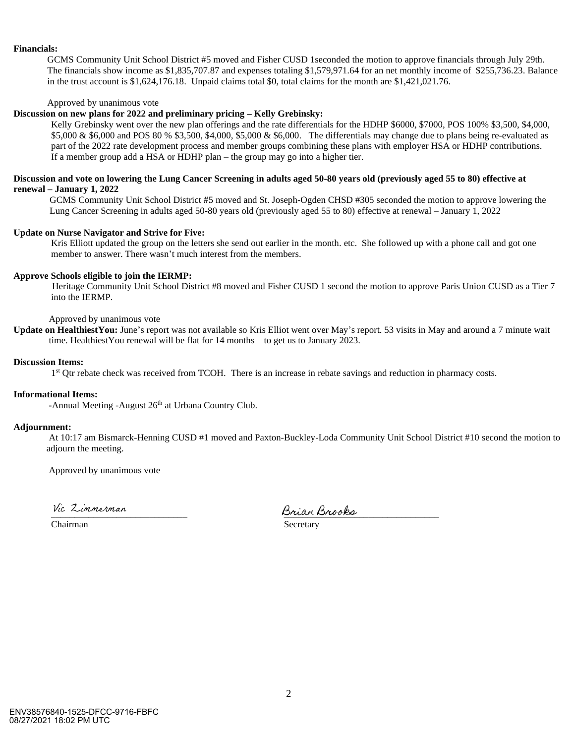**Financials:**

GCMS Community Unit School District #5 moved and Fisher CUSD 1seconded the motion to approve financials through July 29th. The financials show income as $1,835,707.87 and expenses totaling $1,579,971.64 for an net monthly income of $255,736.23. Balance in the trust account is $1,624,176.18. Unpaid claims total $0, total claims for the month are $1,421,021.76.

Approved by unanimous vote

**Discussion on new plans for 2022 and preliminary pricing – Kelly Grebinsky:**

Kelly Grebinsky went over the new plan offerings and the rate differentials for the HDHP $6000, $7000, POS 100% $3,500, $4,000, $5,000 & $6,000 and POS 80 % $3,500, $4,000, $5,000 & $6,000. The differentials may change due to plans being re-evaluated as part of the 2022 rate development process and member groups combining these plans with employer HSA or HDHP contributions. If a member group add a HSA or HDHP plan – the group may go into a higher tier.

**Discussion and vote on lowering the Lung Cancer Screening in adults aged 50-80 years old (previously aged 55 to 80) effective at renewal – January 1, 2022**

GCMS Community Unit School District #5 moved and St. Joseph-Ogden CHSD #305 seconded the motion to approve lowering the Lung Cancer Screening in adults aged 50-80 years old (previously aged 55 to 80) effective at renewal – January 1, 2022

**Update on Nurse Navigator and Strive for Five:**

Kris Elliott updated the group on the letters she send out earlier in the month. etc. She followed up with a phone call and got one member to answer. There wasn't much interest from the members.

**Approve Schools eligible to join the IERMP:**

Heritage Community Unit School District #8 moved and Fisher CUSD 1 second the motion to approve Paris Union CUSD as a Tier 7 into the IERMP.

Approved by unanimous vote

**Update on HealthiestYou:** June's report was not available so Kris Elliot went over May's report. 53 visits in May and around a 7 minute wait time. HealthiestYou renewal will be flat for 14 months – to get us to January 2023.

**Discussion Items:**

1st Qtr rebate check was received from TCOH. There is an increase in rebate savings and reduction in pharmacy costs.

**Informational Items:**

-Annual Meeting -August 26th at Urbana Country Club.

**Adjournment:**

At 10:17 am Bismarck-Henning CUSD #1 moved and Paxton-Buckley-Loda Community Unit School District #10 second the motion to adjourn the meeting.

Approved by unanimous vote

*Vic Zimmerman*
Chairman

*Brian Brooks*
Secretary

ENV38576840-1525-DFCC-9716-FBFC
08/27/2021 18:02 PM UTC